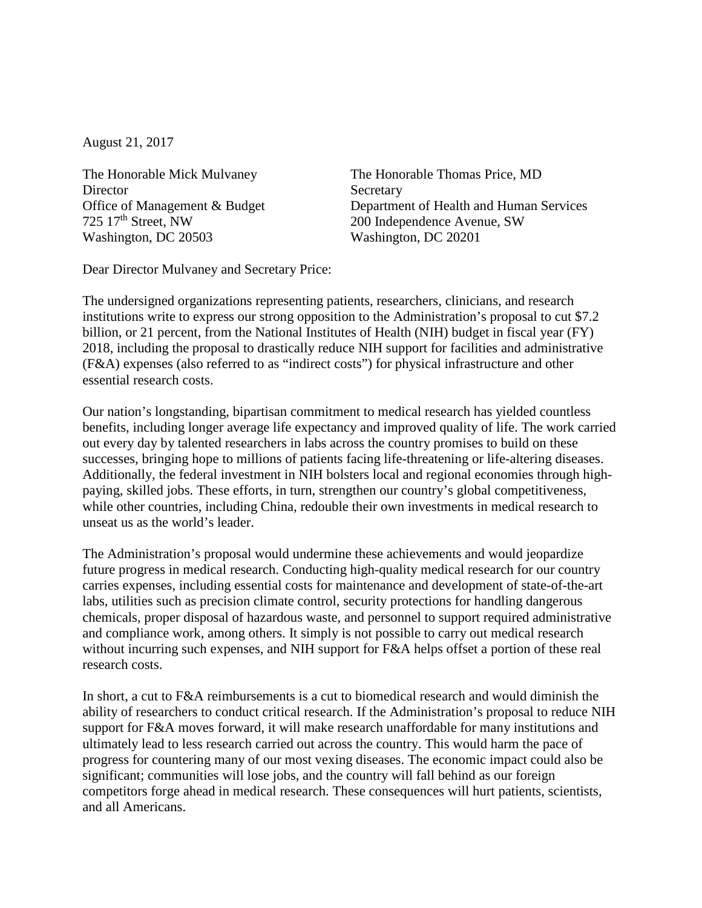August 21, 2017

The Honorable Mick Mulvaney
Director
Office of Management & Budget
725 17th Street, NW
Washington, DC 20503

The Honorable Thomas Price, MD
Secretary
Department of Health and Human Services
200 Independence Avenue, SW
Washington, DC 20201

Dear Director Mulvaney and Secretary Price:

The undersigned organizations representing patients, researchers, clinicians, and research institutions write to express our strong opposition to the Administration's proposal to cut $7.2 billion, or 21 percent, from the National Institutes of Health (NIH) budget in fiscal year (FY) 2018, including the proposal to drastically reduce NIH support for facilities and administrative (F&A) expenses (also referred to as "indirect costs") for physical infrastructure and other essential research costs.

Our nation's longstanding, bipartisan commitment to medical research has yielded countless benefits, including longer average life expectancy and improved quality of life. The work carried out every day by talented researchers in labs across the country promises to build on these successes, bringing hope to millions of patients facing life-threatening or life-altering diseases. Additionally, the federal investment in NIH bolsters local and regional economies through high-paying, skilled jobs. These efforts, in turn, strengthen our country's global competitiveness, while other countries, including China, redouble their own investments in medical research to unseat us as the world's leader.

The Administration's proposal would undermine these achievements and would jeopardize future progress in medical research. Conducting high-quality medical research for our country carries expenses, including essential costs for maintenance and development of state-of-the-art labs, utilities such as precision climate control, security protections for handling dangerous chemicals, proper disposal of hazardous waste, and personnel to support required administrative and compliance work, among others. It simply is not possible to carry out medical research without incurring such expenses, and NIH support for F&A helps offset a portion of these real research costs.

In short, a cut to F&A reimbursements is a cut to biomedical research and would diminish the ability of researchers to conduct critical research. If the Administration's proposal to reduce NIH support for F&A moves forward, it will make research unaffordable for many institutions and ultimately lead to less research carried out across the country. This would harm the pace of progress for countering many of our most vexing diseases. The economic impact could also be significant; communities will lose jobs, and the country will fall behind as our foreign competitors forge ahead in medical research. These consequences will hurt patients, scientists, and all Americans.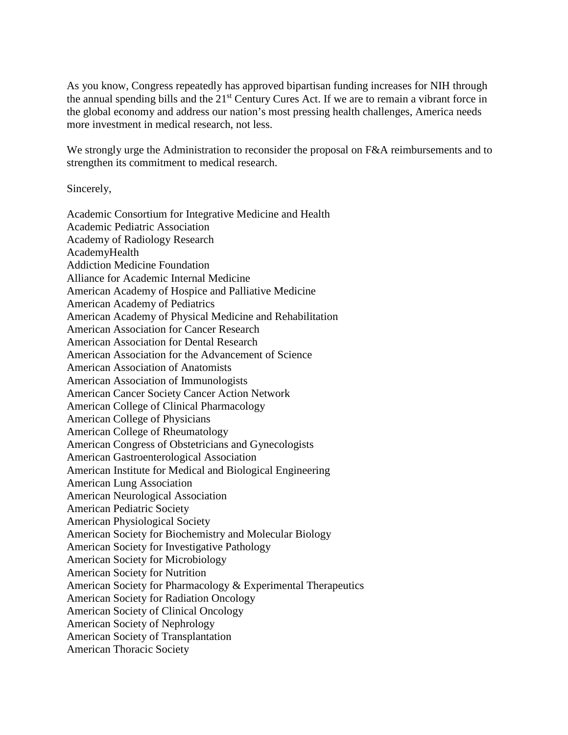As you know, Congress repeatedly has approved bipartisan funding increases for NIH through the annual spending bills and the 21st Century Cures Act. If we are to remain a vibrant force in the global economy and address our nation's most pressing health challenges, America needs more investment in medical research, not less.

We strongly urge the Administration to reconsider the proposal on F&A reimbursements and to strengthen its commitment to medical research.

Sincerely,

Academic Consortium for Integrative Medicine and Health
Academic Pediatric Association
Academy of Radiology Research
AcademyHealth
Addiction Medicine Foundation
Alliance for Academic Internal Medicine
American Academy of Hospice and Palliative Medicine
American Academy of Pediatrics
American Academy of Physical Medicine and Rehabilitation
American Association for Cancer Research
American Association for Dental Research
American Association for the Advancement of Science
American Association of Anatomists
American Association of Immunologists
American Cancer Society Cancer Action Network
American College of Clinical Pharmacology
American College of Physicians
American College of Rheumatology
American Congress of Obstetricians and Gynecologists
American Gastroenterological Association
American Institute for Medical and Biological Engineering
American Lung Association
American Neurological Association
American Pediatric Society
American Physiological Society
American Society for Biochemistry and Molecular Biology
American Society for Investigative Pathology
American Society for Microbiology
American Society for Nutrition
American Society for Pharmacology & Experimental Therapeutics
American Society for Radiation Oncology
American Society of Clinical Oncology
American Society of Nephrology
American Society of Transplantation
American Thoracic Society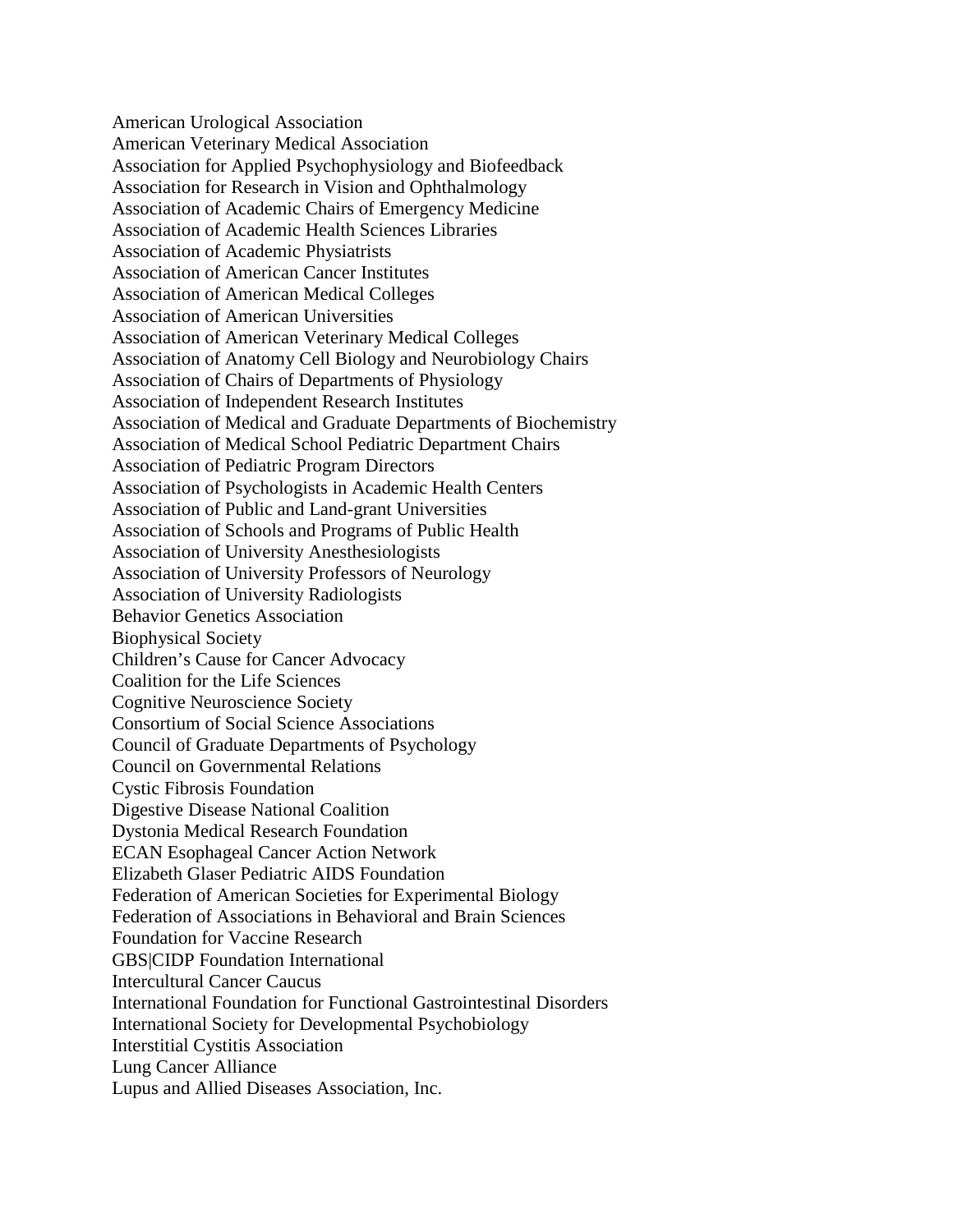American Urological Association
American Veterinary Medical Association
Association for Applied Psychophysiology and Biofeedback
Association for Research in Vision and Ophthalmology
Association of Academic Chairs of Emergency Medicine
Association of Academic Health Sciences Libraries
Association of Academic Physiatrists
Association of American Cancer Institutes
Association of American Medical Colleges
Association of American Universities
Association of American Veterinary Medical Colleges
Association of Anatomy Cell Biology and Neurobiology Chairs
Association of Chairs of Departments of Physiology
Association of Independent Research Institutes
Association of Medical and Graduate Departments of Biochemistry
Association of Medical School Pediatric Department Chairs
Association of Pediatric Program Directors
Association of Psychologists in Academic Health Centers
Association of Public and Land-grant Universities
Association of Schools and Programs of Public Health
Association of University Anesthesiologists
Association of University Professors of Neurology
Association of University Radiologists
Behavior Genetics Association
Biophysical Society
Children's Cause for Cancer Advocacy
Coalition for the Life Sciences
Cognitive Neuroscience Society
Consortium of Social Science Associations
Council of Graduate Departments of Psychology
Council on Governmental Relations
Cystic Fibrosis Foundation
Digestive Disease National Coalition
Dystonia Medical Research Foundation
ECAN Esophageal Cancer Action Network
Elizabeth Glaser Pediatric AIDS Foundation
Federation of American Societies for Experimental Biology
Federation of Associations in Behavioral and Brain Sciences
Foundation for Vaccine Research
GBS|CIDP Foundation International
Intercultural Cancer Caucus
International Foundation for Functional Gastrointestinal Disorders
International Society for Developmental Psychobiology
Interstitial Cystitis Association
Lung Cancer Alliance
Lupus and Allied Diseases Association, Inc.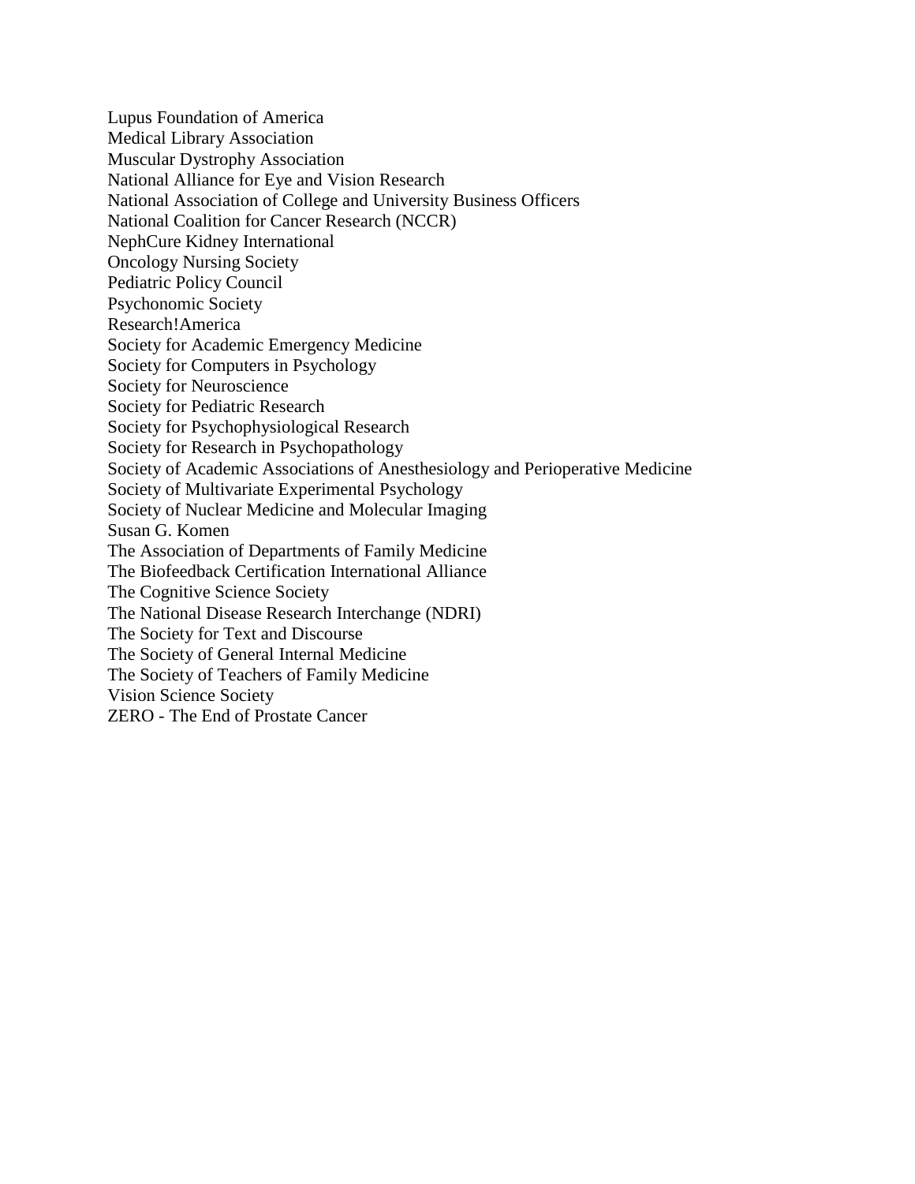Lupus Foundation of America
Medical Library Association
Muscular Dystrophy Association
National Alliance for Eye and Vision Research
National Association of College and University Business Officers
National Coalition for Cancer Research (NCCR)
NephCure Kidney International
Oncology Nursing Society
Pediatric Policy Council
Psychonomic Society
Research!America
Society for Academic Emergency Medicine
Society for Computers in Psychology
Society for Neuroscience
Society for Pediatric Research
Society for Psychophysiological Research
Society for Research in Psychopathology
Society of Academic Associations of Anesthesiology and Perioperative Medicine
Society of Multivariate Experimental Psychology
Society of Nuclear Medicine and Molecular Imaging
Susan G. Komen
The Association of Departments of Family Medicine
The Biofeedback Certification International Alliance
The Cognitive Science Society
The National Disease Research Interchange (NDRI)
The Society for Text and Discourse
The Society of General Internal Medicine
The Society of Teachers of Family Medicine
Vision Science Society
ZERO - The End of Prostate Cancer